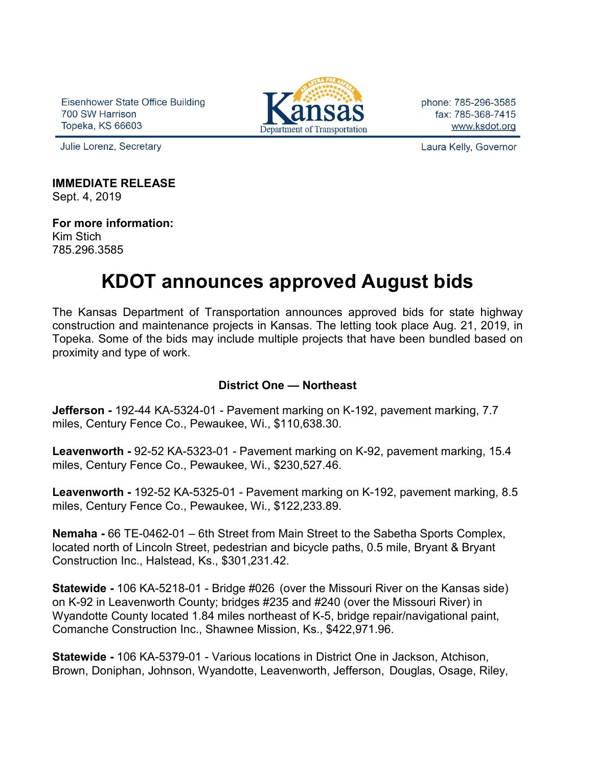Eisenhower State Office Building
700 SW Harrison
Topeka, KS 66603

Kansas Department of Transportation

phone: 785-296-3585
fax: 785-368-7415
www.ksdot.org

Julie Lorenz, Secretary

Laura Kelly, Governor

**IMMEDIATE RELEASE**
Sept. 4, 2019

**For more information:**
Kim Stich
785.296.3585

# KDOT announces approved August bids

The Kansas Department of Transportation announces approved bids for state highway construction and maintenance projects in Kansas. The letting took place Aug. 21, 2019, in Topeka. Some of the bids may include multiple projects that have been bundled based on proximity and type of work.

### District One — Northeast

**Jefferson -** 192-44 KA-5324-01 - Pavement marking on K-192, pavement marking, 7.7 miles, Century Fence Co., Pewaukee, Wi., $110,638.30.

**Leavenworth -** 92-52 KA-5323-01 - Pavement marking on K-92, pavement marking, 15.4 miles, Century Fence Co., Pewaukee, Wi., $230,527.46.

**Leavenworth -** 192-52 KA-5325-01 - Pavement marking on K-192, pavement marking, 8.5 miles, Century Fence Co., Pewaukee, Wi., $122,233.89.

**Nemaha -** 66 TE-0462-01 – 6th Street from Main Street to the Sabetha Sports Complex, located north of Lincoln Street, pedestrian and bicycle paths, 0.5 mile, Bryant & Bryant Construction Inc., Halstead, Ks., $301,231.42.

**Statewide -** 106 KA-5218-01 - Bridge #026 (over the Missouri River on the Kansas side) on K-92 in Leavenworth County; bridges #235 and #240 (over the Missouri River) in Wyandotte County located 1.84 miles northeast of K-5, bridge repair/navigational paint, Comanche Construction Inc., Shawnee Mission, Ks., $422,971.96.

**Statewide -** 106 KA-5379-01 - Various locations in District One in Jackson, Atchison, Brown, Doniphan, Johnson, Wyandotte, Leavenworth, Jefferson, Douglas, Osage, Riley,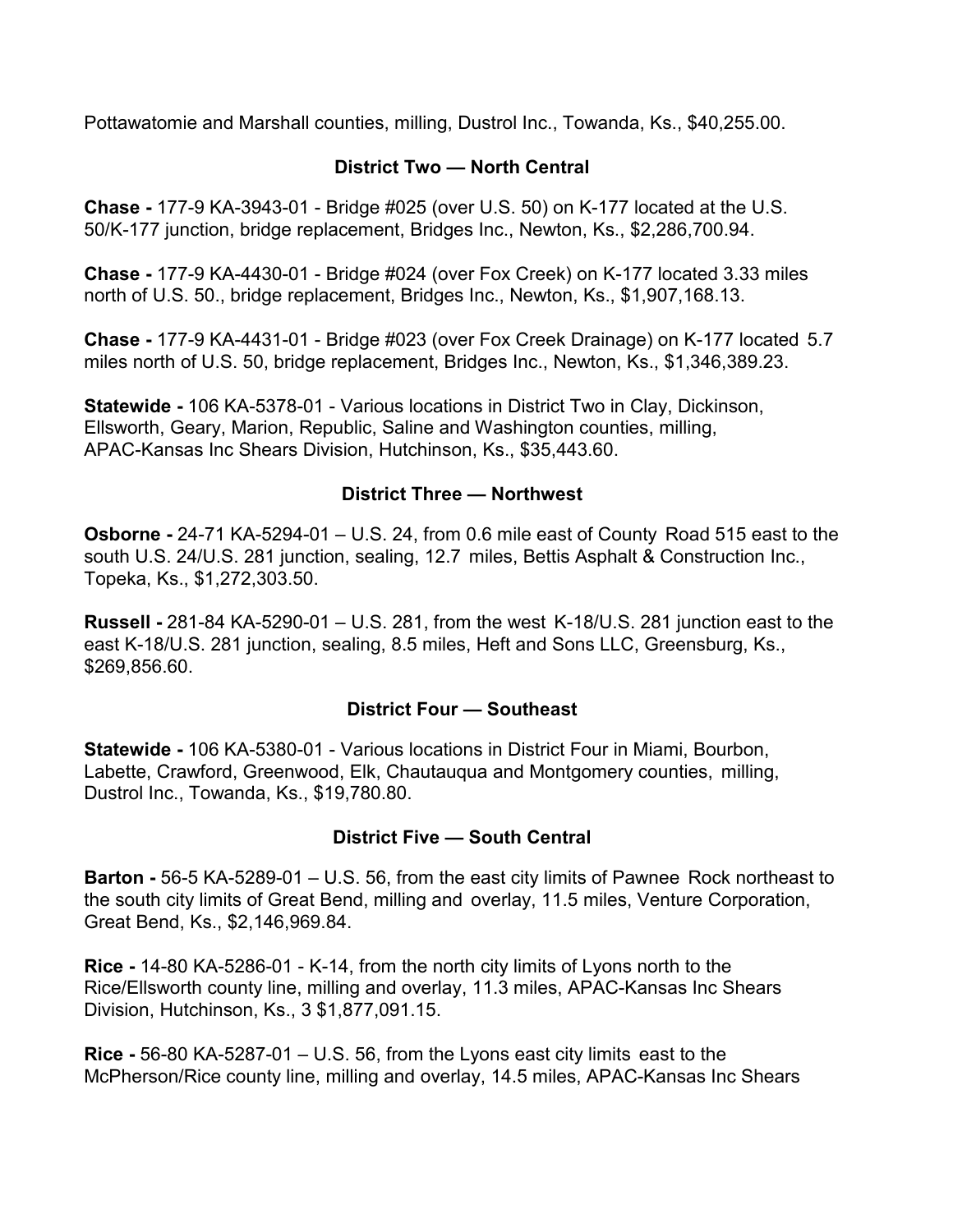Pottawatomie and Marshall counties, milling, Dustrol Inc., Towanda, Ks., $40,255.00.

## District Two — North Central

**Chase -** 177-9 KA-3943-01 - Bridge #025 (over U.S. 50) on K-177 located at the U.S. 50/K-177 junction, bridge replacement, Bridges Inc., Newton, Ks., $2,286,700.94.

**Chase -** 177-9 KA-4430-01 - Bridge #024 (over Fox Creek) on K-177 located 3.33 miles north of U.S. 50., bridge replacement, Bridges Inc., Newton, Ks., $1,907,168.13.

**Chase -** 177-9 KA-4431-01 - Bridge #023 (over Fox Creek Drainage) on K-177 located 5.7 miles north of U.S. 50, bridge replacement, Bridges Inc., Newton, Ks., $1,346,389.23.

**Statewide -** 106 KA-5378-01 - Various locations in District Two in Clay, Dickinson, Ellsworth, Geary, Marion, Republic, Saline and Washington counties, milling, APAC-Kansas Inc Shears Division, Hutchinson, Ks., $35,443.60.

## District Three — Northwest

**Osborne -** 24-71 KA-5294-01 – U.S. 24, from 0.6 mile east of County Road 515 east to the south U.S. 24/U.S. 281 junction, sealing, 12.7 miles, Bettis Asphalt & Construction Inc., Topeka, Ks., $1,272,303.50.

**Russell -** 281-84 KA-5290-01 – U.S. 281, from the west K-18/U.S. 281 junction east to the east K-18/U.S. 281 junction, sealing, 8.5 miles, Heft and Sons LLC, Greensburg, Ks., $269,856.60.

## District Four — Southeast

**Statewide -** 106 KA-5380-01 - Various locations in District Four in Miami, Bourbon, Labette, Crawford, Greenwood, Elk, Chautauqua and Montgomery counties, milling, Dustrol Inc., Towanda, Ks., $19,780.80.

## District Five — South Central

**Barton -** 56-5 KA-5289-01 – U.S. 56, from the east city limits of Pawnee Rock northeast to the south city limits of Great Bend, milling and overlay, 11.5 miles, Venture Corporation, Great Bend, Ks., $2,146,969.84.

**Rice -** 14-80 KA-5286-01 - K-14, from the north city limits of Lyons north to the Rice/Ellsworth county line, milling and overlay, 11.3 miles, APAC-Kansas Inc Shears Division, Hutchinson, Ks., 3 $1,877,091.15.

**Rice -** 56-80 KA-5287-01 – U.S. 56, from the Lyons east city limits east to the McPherson/Rice county line, milling and overlay, 14.5 miles, APAC-Kansas Inc Shears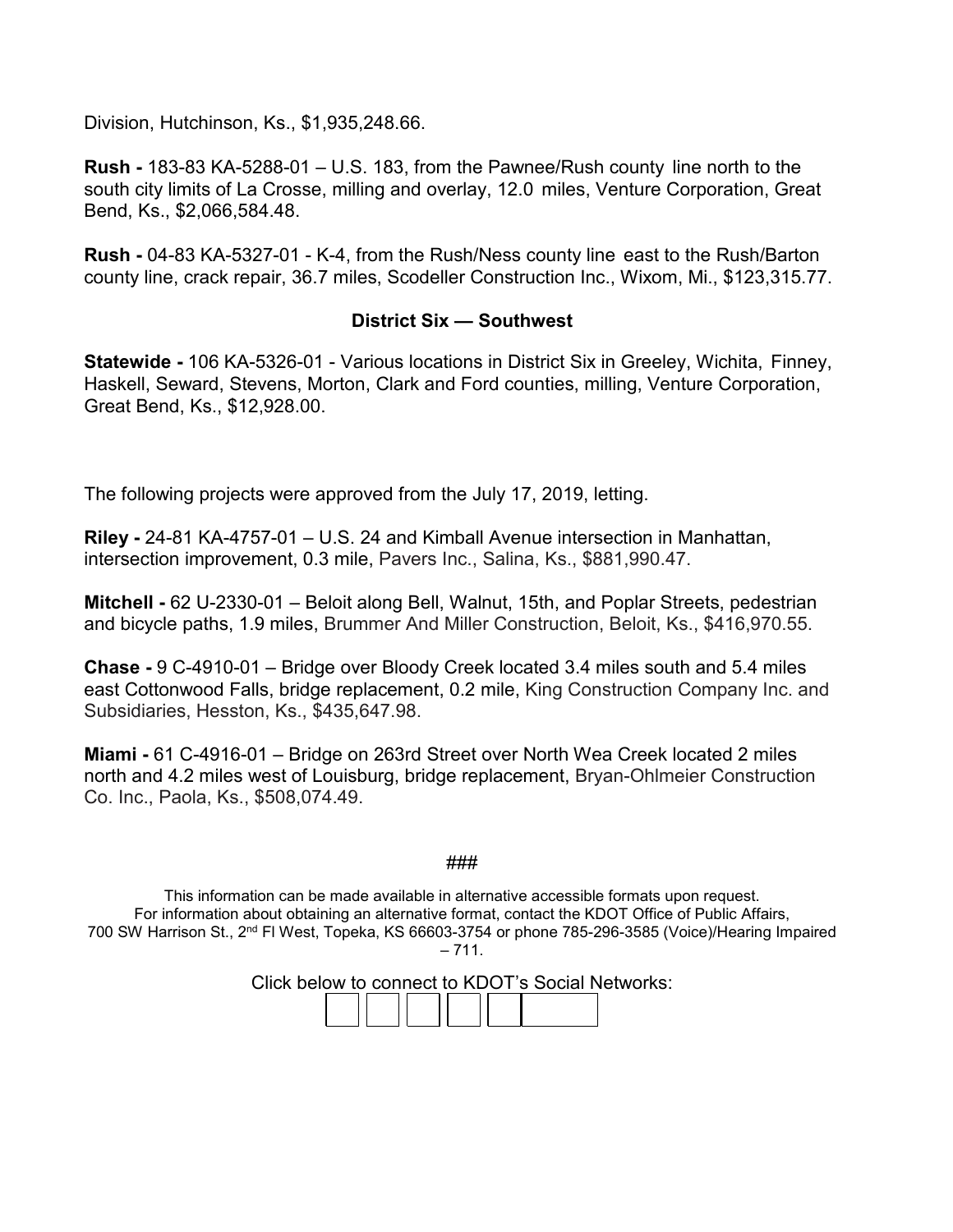Division, Hutchinson, Ks., $1,935,248.66.

**Rush -** 183-83 KA-5288-01 – U.S. 183, from the Pawnee/Rush county line north to the south city limits of La Crosse, milling and overlay, 12.0 miles, Venture Corporation, Great Bend, Ks., $2,066,584.48.

**Rush -** 04-83 KA-5327-01 - K-4, from the Rush/Ness county line east to the Rush/Barton county line, crack repair, 36.7 miles, Scodeller Construction Inc., Wixom, Mi., $123,315.77.

**District Six — Southwest**

**Statewide -** 106 KA-5326-01 - Various locations in District Six in Greeley, Wichita, Finney, Haskell, Seward, Stevens, Morton, Clark and Ford counties, milling, Venture Corporation, Great Bend, Ks., $12,928.00.

The following projects were approved from the July 17, 2019, letting.

**Riley -** 24-81 KA-4757-01 – U.S. 24 and Kimball Avenue intersection in Manhattan, intersection improvement, 0.3 mile, Pavers Inc., Salina, Ks., $881,990.47.

**Mitchell -** 62 U-2330-01 – Beloit along Bell, Walnut, 15th, and Poplar Streets, pedestrian and bicycle paths, 1.9 miles, Brummer And Miller Construction, Beloit, Ks., $416,970.55.

**Chase -** 9 C-4910-01 – Bridge over Bloody Creek located 3.4 miles south and 5.4 miles east Cottonwood Falls, bridge replacement, 0.2 mile, King Construction Company Inc. and Subsidiaries, Hesston, Ks., $435,647.98.

**Miami -** 61 C-4916-01 – Bridge on 263rd Street over North Wea Creek located 2 miles north and 4.2 miles west of Louisburg, bridge replacement, Bryan-Ohlmeier Construction Co. Inc., Paola, Ks., $508,074.49.

###

This information can be made available in alternative accessible formats upon request. For information about obtaining an alternative format, contact the KDOT Office of Public Affairs, 700 SW Harrison St., 2nd Fl West, Topeka, KS 66603-3754 or phone 785-296-3585 (Voice)/Hearing Impaired – 711.

Click below to connect to KDOT's Social Networks: